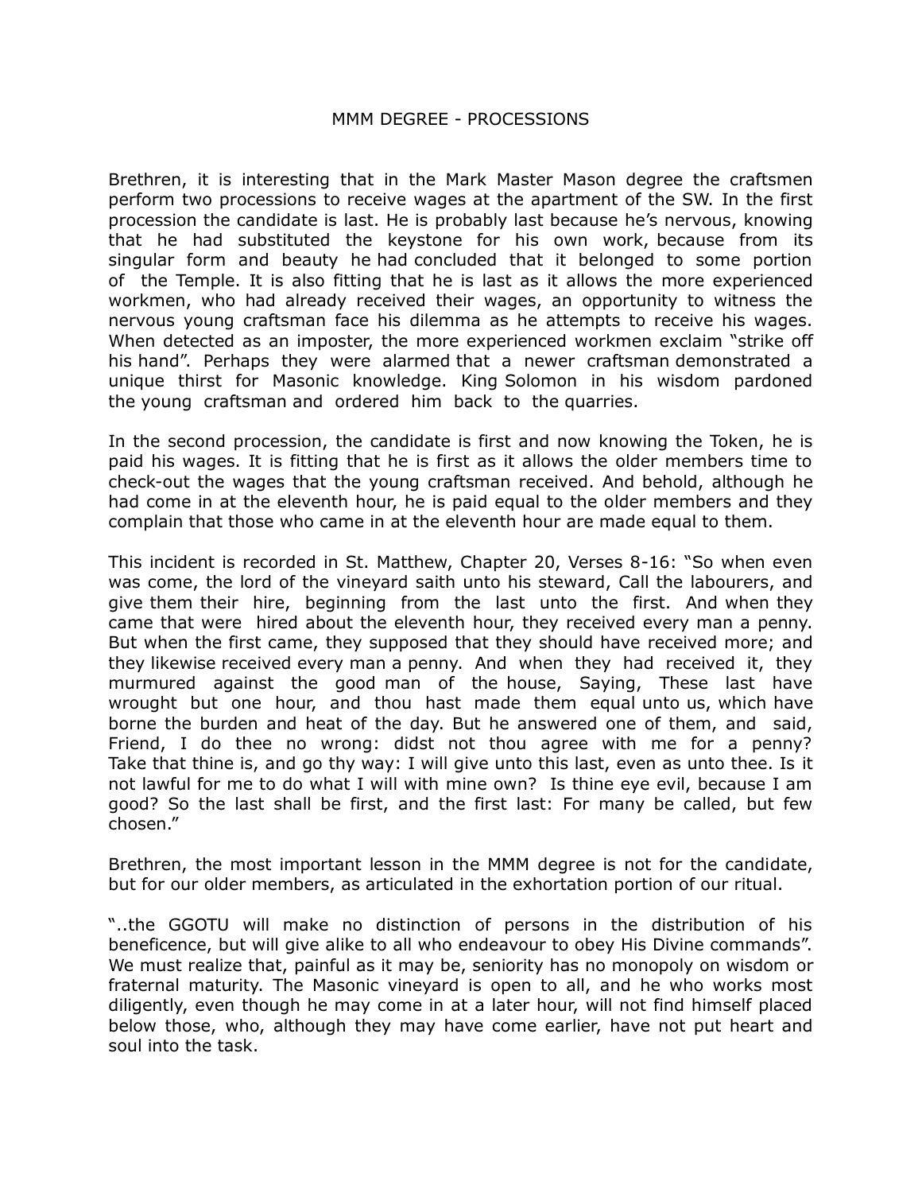# MMM DEGREE - PROCESSIONS

Brethren, it is interesting that in the Mark Master Mason degree the craftsmen perform two processions to receive wages at the apartment of the SW. In the first procession the candidate is last. He is probably last because he's nervous, knowing that he had substituted the keystone for his own work, because from its singular form and beauty he had concluded that it belonged to some portion of the Temple. It is also fitting that he is last as it allows the more experienced workmen, who had already received their wages, an opportunity to witness the nervous young craftsman face his dilemma as he attempts to receive his wages. When detected as an imposter, the more experienced workmen exclaim "strike off his hand". Perhaps they were alarmed that a newer craftsman demonstrated a unique thirst for Masonic knowledge. King Solomon in his wisdom pardoned the young craftsman and ordered him back to the quarries.

In the second procession, the candidate is first and now knowing the Token, he is paid his wages. It is fitting that he is first as it allows the older members time to check-out the wages that the young craftsman received. And behold, although he had come in at the eleventh hour, he is paid equal to the older members and they complain that those who came in at the eleventh hour are made equal to them.

This incident is recorded in St. Matthew, Chapter 20, Verses 8-16: "So when even was come, the lord of the vineyard saith unto his steward, Call the labourers, and give them their hire, beginning from the last unto the first. And when they came that were hired about the eleventh hour, they received every man a penny. But when the first came, they supposed that they should have received more; and they likewise received every man a penny. And when they had received it, they murmured against the good man of the house, Saying, These last have wrought but one hour, and thou hast made them equal unto us, which have borne the burden and heat of the day. But he answered one of them, and said, Friend, I do thee no wrong: didst not thou agree with me for a penny? Take that thine is, and go thy way: I will give unto this last, even as unto thee. Is it not lawful for me to do what I will with mine own? Is thine eye evil, because I am good? So the last shall be first, and the first last: For many be called, but few chosen."

Brethren, the most important lesson in the MMM degree is not for the candidate, but for our older members, as articulated in the exhortation portion of our ritual.

"..the GGOTU will make no distinction of persons in the distribution of his beneficence, but will give alike to all who endeavour to obey His Divine commands". We must realize that, painful as it may be, seniority has no monopoly on wisdom or fraternal maturity. The Masonic vineyard is open to all, and he who works most diligently, even though he may come in at a later hour, will not find himself placed below those, who, although they may have come earlier, have not put heart and soul into the task.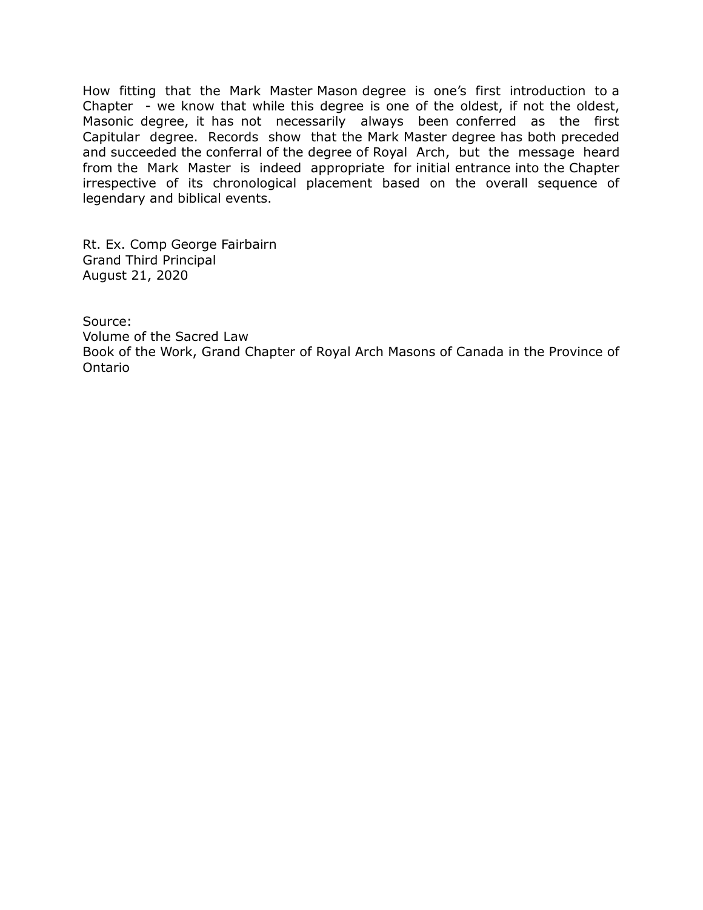How fitting that the Mark Master Mason degree is one's first introduction to a Chapter - we know that while this degree is one of the oldest, if not the oldest, Masonic degree, it has not necessarily always been conferred as the first Capitular degree. Records show that the Mark Master degree has both preceded and succeeded the conferral of the degree of Royal Arch, but the message heard from the Mark Master is indeed appropriate for initial entrance into the Chapter irrespective of its chronological placement based on the overall sequence of legendary and biblical events.

Rt. Ex. Comp George Fairbairn
Grand Third Principal
August 21, 2020

Source:
Volume of the Sacred Law
Book of the Work, Grand Chapter of Royal Arch Masons of Canada in the Province of Ontario